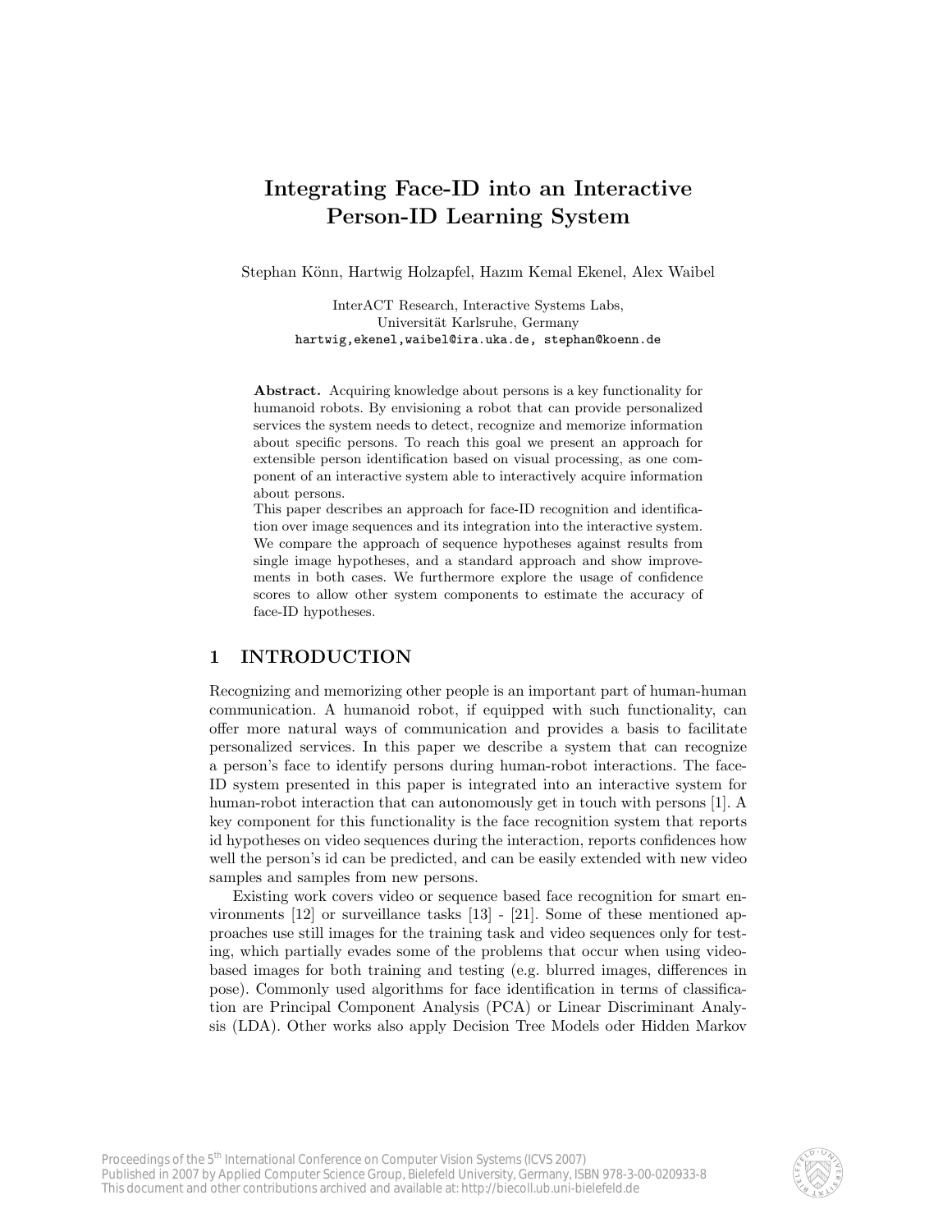# Integrating Face-ID into an Interactive Person-ID Learning System

Stephan Könn, Hartwig Holzapfel, Hazım Kemal Ekenel, Alex Waibel

InterACT Research, Interactive Systems Labs,
Universität Karlsruhe, Germany
hartwig,ekenel,waibel@ira.uka.de, stephan@koenn.de

**Abstract.** Acquiring knowledge about persons is a key functionality for humanoid robots. By envisioning a robot that can provide personalized services the system needs to detect, recognize and memorize information about specific persons. To reach this goal we present an approach for extensible person identification based on visual processing, as one component of an interactive system able to interactively acquire information about persons.
This paper describes an approach for face-ID recognition and identification over image sequences and its integration into the interactive system. We compare the approach of sequence hypotheses against results from single image hypotheses, and a standard approach and show improvements in both cases. We furthermore explore the usage of confidence scores to allow other system components to estimate the accuracy of face-ID hypotheses.

## 1 INTRODUCTION

Recognizing and memorizing other people is an important part of human-human communication. A humanoid robot, if equipped with such functionality, can offer more natural ways of communication and provides a basis to facilitate personalized services. In this paper we describe a system that can recognize a person's face to identify persons during human-robot interactions. The face-ID system presented in this paper is integrated into an interactive system for human-robot interaction that can autonomously get in touch with persons [1]. A key component for this functionality is the face recognition system that reports id hypotheses on video sequences during the interaction, reports confidences how well the person's id can be predicted, and can be easily extended with new video samples and samples from new persons.

Existing work covers video or sequence based face recognition for smart environments [12] or surveillance tasks [13] - [21]. Some of these mentioned approaches use still images for the training task and video sequences only for testing, which partially evades some of the problems that occur when using video-based images for both training and testing (e.g. blurred images, differences in pose). Commonly used algorithms for face identification in terms of classification are Principal Component Analysis (PCA) or Linear Discriminant Analysis (LDA). Other works also apply Decision Tree Models oder Hidden Markov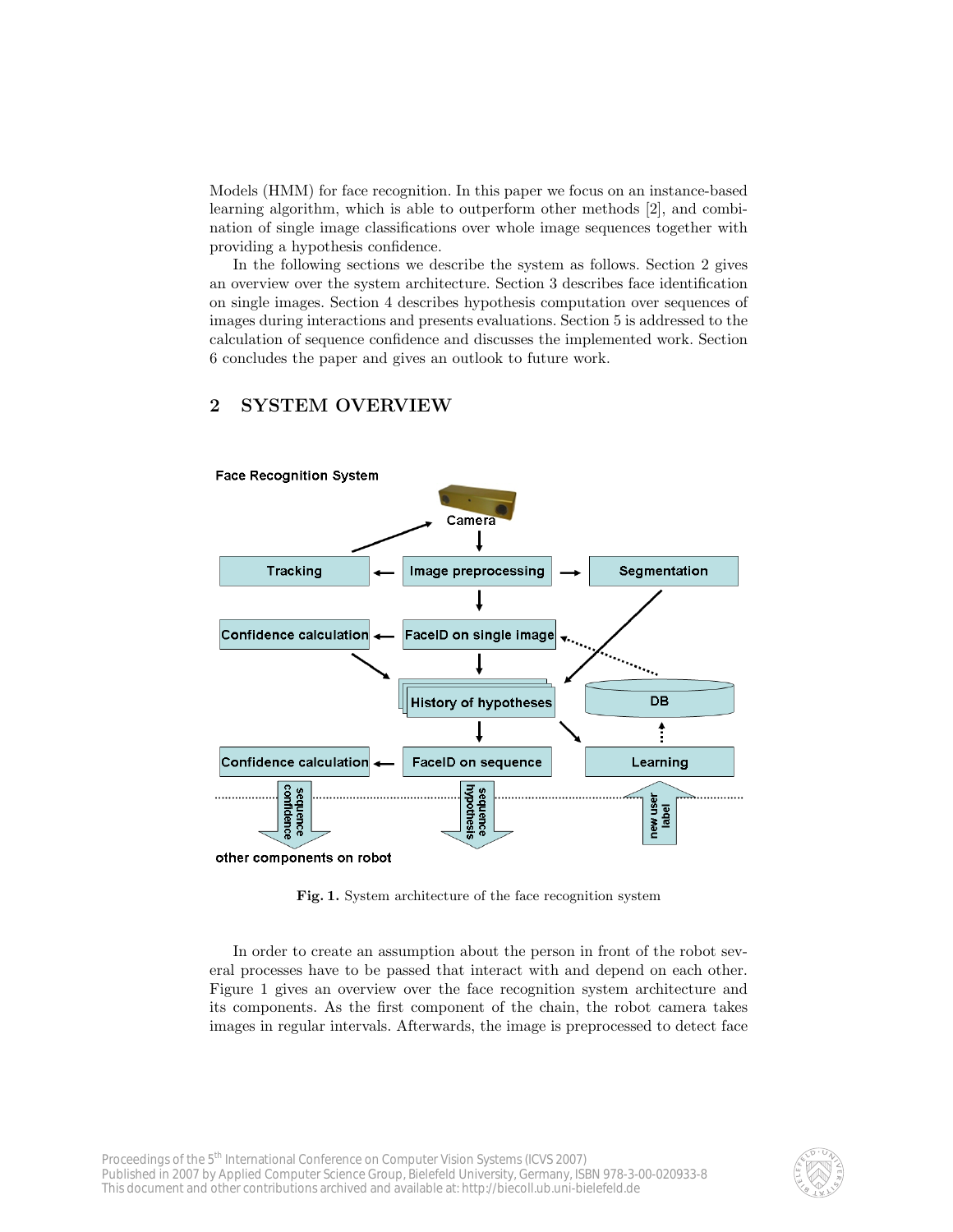Models (HMM) for face recognition. In this paper we focus on an instance-based learning algorithm, which is able to outperform other methods [2], and combination of single image classifications over whole image sequences together with providing a hypothesis confidence.

In the following sections we describe the system as follows. Section 2 gives an overview over the system architecture. Section 3 describes face identification on single images. Section 4 describes hypothesis computation over sequences of images during interactions and presents evaluations. Section 5 is addressed to the calculation of sequence confidence and discusses the implemented work. Section 6 concludes the paper and gives an outlook to future work.

## 2 SYSTEM OVERVIEW

**Fig. 1.** System architecture of the face recognition system

In order to create an assumption about the person in front of the robot several processes have to be passed that interact with and depend on each other. Figure 1 gives an overview over the face recognition system architecture and its components. As the first component of the chain, the robot camera takes images in regular intervals. Afterwards, the image is preprocessed to detect face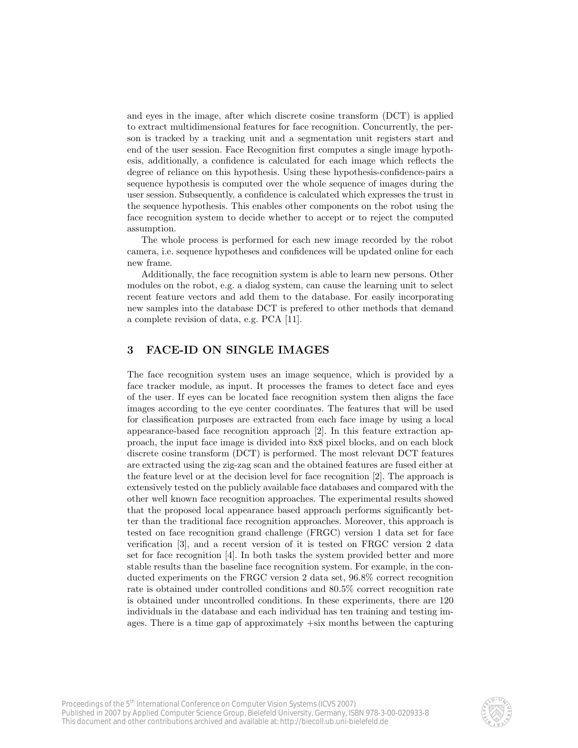and eyes in the image, after which discrete cosine transform (DCT) is applied to extract multidimensional features for face recognition. Concurrently, the person is tracked by a tracking unit and a segmentation unit registers start and end of the user session. Face Recognition first computes a single image hypothesis, additionally, a confidence is calculated for each image which reflects the degree of reliance on this hypothesis. Using these hypothesis-confidence-pairs a sequence hypothesis is computed over the whole sequence of images during the user session. Subsequently, a confidence is calculated which expresses the trust in the sequence hypothesis. This enables other components on the robot using the face recognition system to decide whether to accept or to reject the computed assumption.

The whole process is performed for each new image recorded by the robot camera, i.e. sequence hypotheses and confidences will be updated online for each new frame.

Additionally, the face recognition system is able to learn new persons. Other modules on the robot, e.g. a dialog system, can cause the learning unit to select recent feature vectors and add them to the database. For easily incorporating new samples into the database DCT is prefered to other methods that demand a complete revision of data, e.g. PCA [11].

## 3 FACE-ID ON SINGLE IMAGES

The face recognition system uses an image sequence, which is provided by a face tracker module, as input. It processes the frames to detect face and eyes of the user. If eyes can be located face recognition system then aligns the face images according to the eye center coordinates. The features that will be used for classification purposes are extracted from each face image by using a local appearance-based face recognition approach [2]. In this feature extraction approach, the input face image is divided into 8x8 pixel blocks, and on each block discrete cosine transform (DCT) is performed. The most relevant DCT features are extracted using the zig-zag scan and the obtained features are fused either at the feature level or at the decision level for face recognition [2]. The approach is extensively tested on the publicly available face databases and compared with the other well known face recognition approaches. The experimental results showed that the proposed local appearance based approach performs significantly better than the traditional face recognition approaches. Moreover, this approach is tested on face recognition grand challenge (FRGC) version 1 data set for face verification [3], and a recent version of it is tested on FRGC version 2 data set for face recognition [4]. In both tasks the system provided better and more stable results than the baseline face recognition system. For example, in the conducted experiments on the FRGC version 2 data set, 96.8% correct recognition rate is obtained under controlled conditions and 80.5% correct recognition rate is obtained under uncontrolled conditions. In these experiments, there are 120 individuals in the database and each individual has ten training and testing images. There is a time gap of approximately +six months between the capturing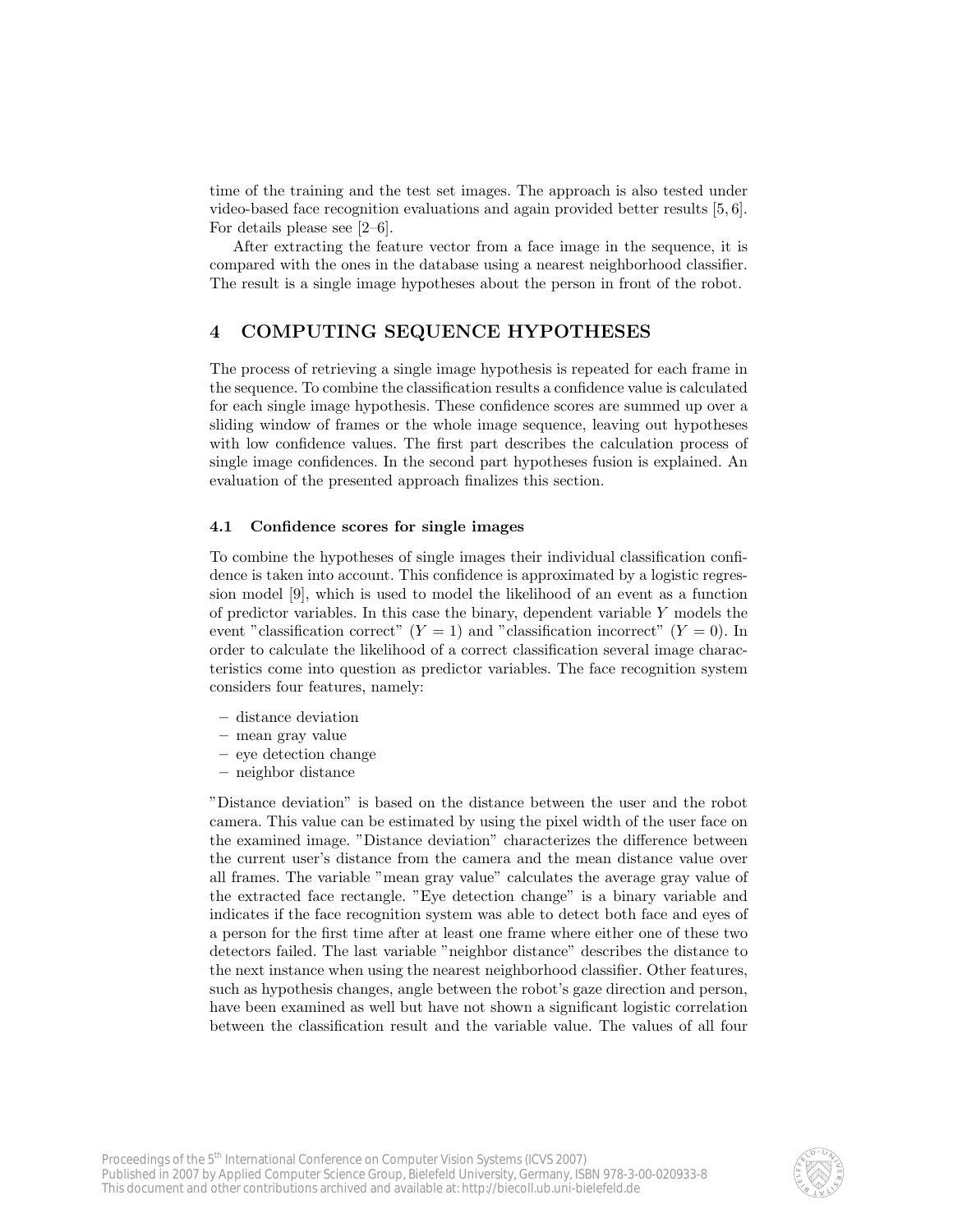time of the training and the test set images. The approach is also tested under video-based face recognition evaluations and again provided better results [5, 6]. For details please see [2–6].

After extracting the feature vector from a face image in the sequence, it is compared with the ones in the database using a nearest neighborhood classifier. The result is a single image hypotheses about the person in front of the robot.

## 4 COMPUTING SEQUENCE HYPOTHESES

The process of retrieving a single image hypothesis is repeated for each frame in the sequence. To combine the classification results a confidence value is calculated for each single image hypothesis. These confidence scores are summed up over a sliding window of frames or the whole image sequence, leaving out hypotheses with low confidence values. The first part describes the calculation process of single image confidences. In the second part hypotheses fusion is explained. An evaluation of the presented approach finalizes this section.

### 4.1 Confidence scores for single images

To combine the hypotheses of single images their individual classification confidence is taken into account. This confidence is approximated by a logistic regression model [9], which is used to model the likelihood of an event as a function of predictor variables. In this case the binary, dependent variable $Y$ models the event "classification correct" ($Y = 1$) and "classification incorrect" ($Y = 0$). In order to calculate the likelihood of a correct classification several image characteristics come into question as predictor variables. The face recognition system considers four features, namely:

- distance deviation
- mean gray value
- eye detection change
- neighbor distance

"Distance deviation" is based on the distance between the user and the robot camera. This value can be estimated by using the pixel width of the user face on the examined image. "Distance deviation" characterizes the difference between the current user's distance from the camera and the mean distance value over all frames. The variable "mean gray value" calculates the average gray value of the extracted face rectangle. "Eye detection change" is a binary variable and indicates if the face recognition system was able to detect both face and eyes of a person for the first time after at least one frame where either one of these two detectors failed. The last variable "neighbor distance" describes the distance to the next instance when using the nearest neighborhood classifier. Other features, such as hypothesis changes, angle between the robot's gaze direction and person, have been examined as well but have not shown a significant logistic correlation between the classification result and the variable value. The values of all four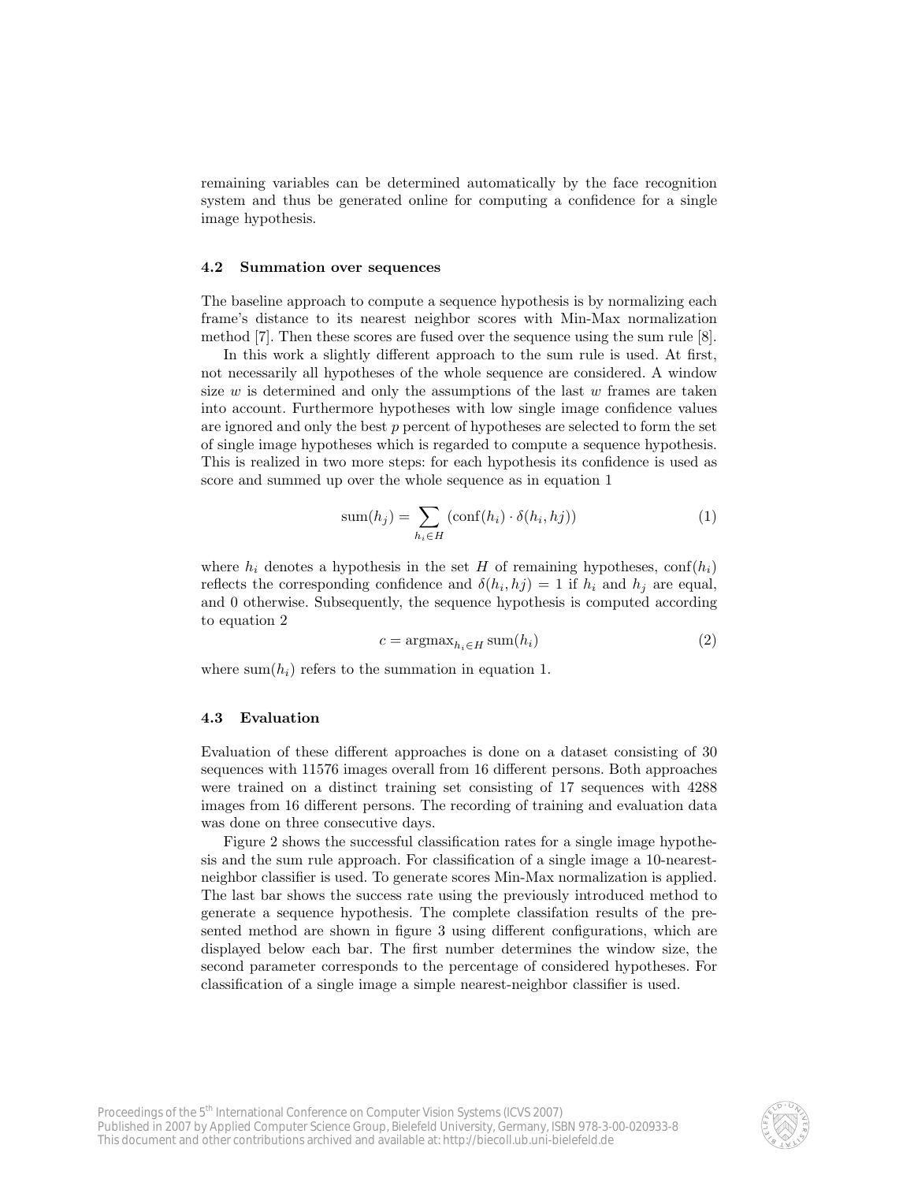remaining variables can be determined automatically by the face recognition system and thus be generated online for computing a confidence for a single image hypothesis.

### 4.2 Summation over sequences

The baseline approach to compute a sequence hypothesis is by normalizing each frame's distance to its nearest neighbor scores with Min-Max normalization method [7]. Then these scores are fused over the sequence using the sum rule [8].

In this work a slightly different approach to the sum rule is used. At first, not necessarily all hypotheses of the whole sequence are considered. A window size $w$ is determined and only the assumptions of the last $w$ frames are taken into account. Furthermore hypotheses with low single image confidence values are ignored and only the best $p$ percent of hypotheses are selected to form the set of single image hypotheses which is regarded to compute a sequence hypothesis. This is realized in two more steps: for each hypothesis its confidence is used as score and summed up over the whole sequence as in equation 1

$$\text{sum}(h_j) = \sum_{h_i \in H} (\text{conf}(h_i) \cdot \delta(h_i, hj)) \tag{1}$$

where $h_i$ denotes a hypothesis in the set $H$ of remaining hypotheses, $\text{conf}(h_i)$ reflects the corresponding confidence and $\delta(h_i, hj) = 1$ if $h_i$ and $h_j$ are equal, and 0 otherwise. Subsequently, the sequence hypothesis is computed according to equation 2

$$c = \text{argmax}_{h_i \in H} \text{sum}(h_i) \tag{2}$$

where $\text{sum}(h_i)$ refers to the summation in equation 1.

### 4.3 Evaluation

Evaluation of these different approaches is done on a dataset consisting of 30 sequences with 11576 images overall from 16 different persons. Both approaches were trained on a distinct training set consisting of 17 sequences with 4288 images from 16 different persons. The recording of training and evaluation data was done on three consecutive days.

Figure 2 shows the successful classification rates for a single image hypothesis and the sum rule approach. For classification of a single image a 10-nearest-neighbor classifier is used. To generate scores Min-Max normalization is applied. The last bar shows the success rate using the previously introduced method to generate a sequence hypothesis. The complete classifation results of the presented method are shown in figure 3 using different configurations, which are displayed below each bar. The first number determines the window size, the second parameter corresponds to the percentage of considered hypotheses. For classification of a single image a simple nearest-neighbor classifier is used.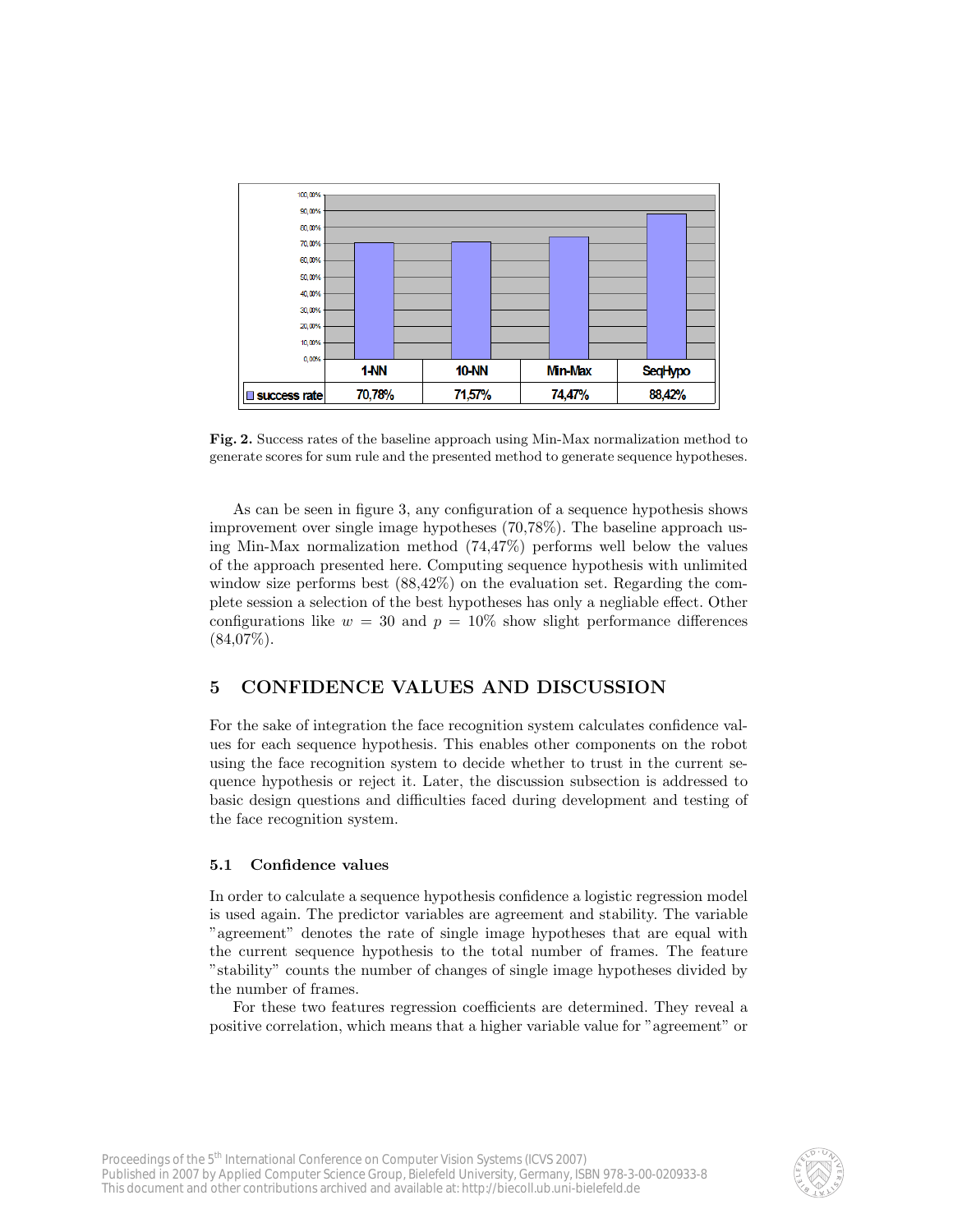| | 1-NN | 10-NN | Min-Max | SeqHypo |
|---|---|---|---|---|
| success rate | 70,78% | 71,57% | 74,47% | 88,42% |

**Fig. 2.** Success rates of the baseline approach using Min-Max normalization method to generate scores for sum rule and the presented method to generate sequence hypotheses.

As can be seen in figure 3, any configuration of a sequence hypothesis shows improvement over single image hypotheses (70,78%). The baseline approach using Min-Max normalization method (74,47%) performs well below the values of the approach presented here. Computing sequence hypothesis with unlimited window size performs best (88,42%) on the evaluation set. Regarding the complete session a selection of the best hypotheses has only a negliable effect. Other configurations like $w = 30$ and $p = 10\%$ show slight performance differences (84,07%).

## 5 CONFIDENCE VALUES AND DISCUSSION

For the sake of integration the face recognition system calculates confidence values for each sequence hypothesis. This enables other components on the robot using the face recognition system to decide whether to trust in the current sequence hypothesis or reject it. Later, the discussion subsection is addressed to basic design questions and difficulties faced during development and testing of the face recognition system.

### 5.1 Confidence values

In order to calculate a sequence hypothesis confidence a logistic regression model is used again. The predictor variables are agreement and stability. The variable "agreement" denotes the rate of single image hypotheses that are equal with the current sequence hypothesis to the total number of frames. The feature "stability" counts the number of changes of single image hypotheses divided by the number of frames.

For these two features regression coefficients are determined. They reveal a positive correlation, which means that a higher variable value for "agreement" or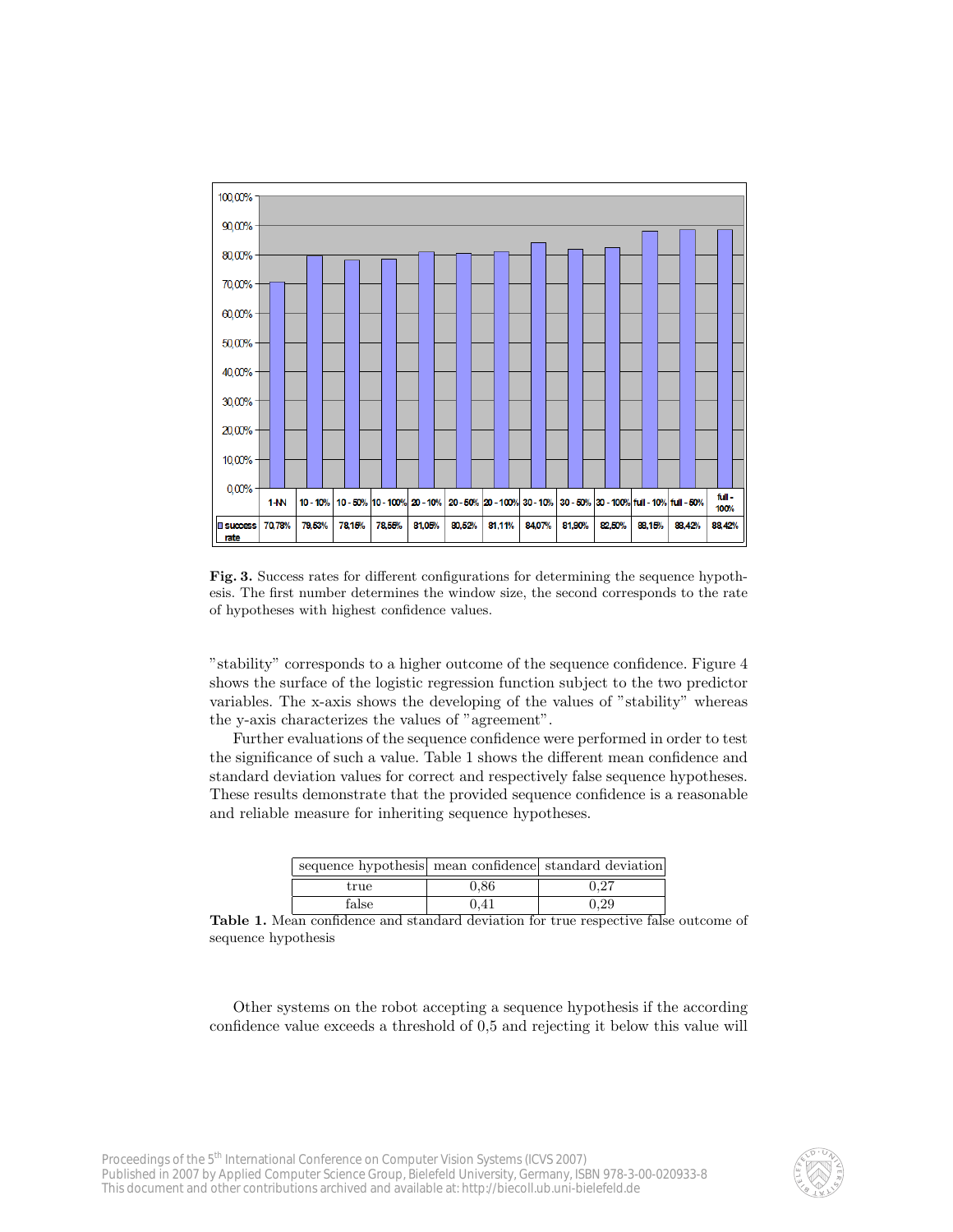| | 1-NN | 10 - 10% | 10 - 50% | 10 - 100% | 20 - 10% | 20 - 50% | 20 - 100% | 30 - 10% | 30 - 50% | 30 - 100% | full - 10% | full - 50% | full - 100% |
|---|---|---|---|---|---|---|---|---|---|---|---|---|---|
| success rate | 70,78% | 79,63% | 78,15% | 78,55% | 81,05% | 80,52% | 81,11% | 84,07% | 81,90% | 82,50% | 88,15% | 88,42% | 88,42% |

**Fig. 3.** Success rates for different configurations for determining the sequence hypothesis. The first number determines the window size, the second corresponds to the rate of hypotheses with highest confidence values.

"stability" corresponds to a higher outcome of the sequence confidence. Figure 4 shows the surface of the logistic regression function subject to the two predictor variables. The x-axis shows the developing of the values of "stability" whereas the y-axis characterizes the values of "agreement".

Further evaluations of the sequence confidence were performed in order to test the significance of such a value. Table 1 shows the different mean confidence and standard deviation values for correct and respectively false sequence hypotheses. These results demonstrate that the provided sequence confidence is a reasonable and reliable measure for inheriting sequence hypotheses.

| sequence hypothesis | mean confidence | standard deviation |
|---|---|---|
| true | 0,86 | 0,27 |
| false | 0,41 | 0,29 |

**Table 1.** Mean confidence and standard deviation for true respective false outcome of sequence hypothesis

Other systems on the robot accepting a sequence hypothesis if the according confidence value exceeds a threshold of 0,5 and rejecting it below this value will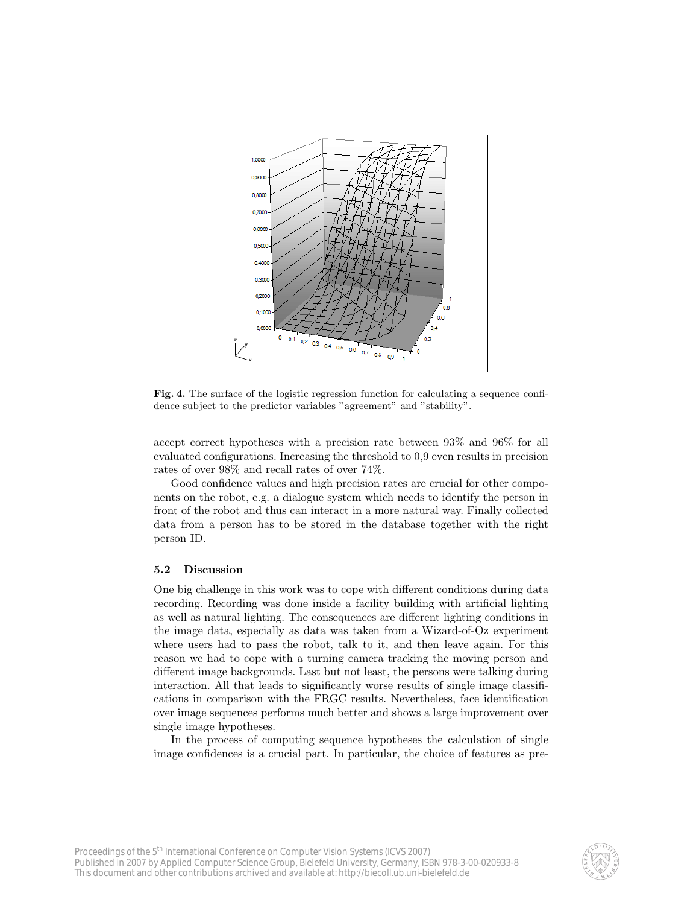**Fig. 4.** The surface of the logistic regression function for calculating a sequence confidence subject to the predictor variables "agreement" and "stability".

accept correct hypotheses with a precision rate between 93% and 96% for all evaluated configurations. Increasing the threshold to 0,9 even results in precision rates of over 98% and recall rates of over 74%.

Good confidence values and high precision rates are crucial for other components on the robot, e.g. a dialogue system which needs to identify the person in front of the robot and thus can interact in a more natural way. Finally collected data from a person has to be stored in the database together with the right person ID.

### 5.2 Discussion

One big challenge in this work was to cope with different conditions during data recording. Recording was done inside a facility building with artificial lighting as well as natural lighting. The consequences are different lighting conditions in the image data, especially as data was taken from a Wizard-of-Oz experiment where users had to pass the robot, talk to it, and then leave again. For this reason we had to cope with a turning camera tracking the moving person and different image backgrounds. Last but not least, the persons were talking during interaction. All that leads to significantly worse results of single image classifications in comparison with the FRGC results. Nevertheless, face identification over image sequences performs much better and shows a large improvement over single image hypotheses.

In the process of computing sequence hypotheses the calculation of single image confidences is a crucial part. In particular, the choice of features as pre-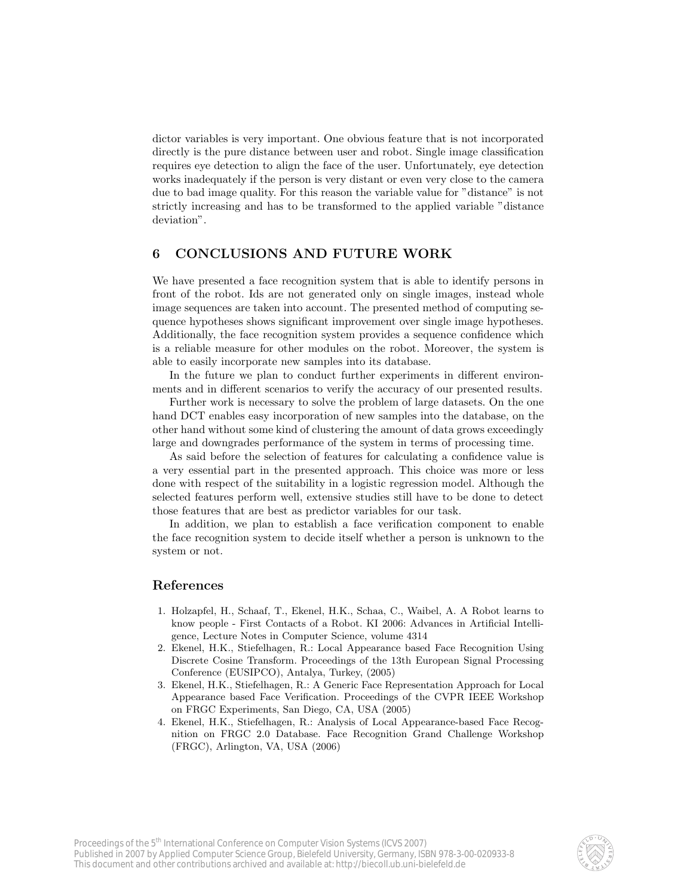dictor variables is very important. One obvious feature that is not incorporated directly is the pure distance between user and robot. Single image classification requires eye detection to align the face of the user. Unfortunately, eye detection works inadequately if the person is very distant or even very close to the camera due to bad image quality. For this reason the variable value for "distance" is not strictly increasing and has to be transformed to the applied variable "distance deviation".

## 6 CONCLUSIONS AND FUTURE WORK

We have presented a face recognition system that is able to identify persons in front of the robot. Ids are not generated only on single images, instead whole image sequences are taken into account. The presented method of computing sequence hypotheses shows significant improvement over single image hypotheses. Additionally, the face recognition system provides a sequence confidence which is a reliable measure for other modules on the robot. Moreover, the system is able to easily incorporate new samples into its database.

In the future we plan to conduct further experiments in different environments and in different scenarios to verify the accuracy of our presented results.

Further work is necessary to solve the problem of large datasets. On the one hand DCT enables easy incorporation of new samples into the database, on the other hand without some kind of clustering the amount of data grows exceedingly large and downgrades performance of the system in terms of processing time.

As said before the selection of features for calculating a confidence value is a very essential part in the presented approach. This choice was more or less done with respect of the suitability in a logistic regression model. Although the selected features perform well, extensive studies still have to be done to detect those features that are best as predictor variables for our task.

In addition, we plan to establish a face verification component to enable the face recognition system to decide itself whether a person is unknown to the system or not.

## References

1. Holzapfel, H., Schaaf, T., Ekenel, H.K., Schaa, C., Waibel, A. A Robot learns to know people - First Contacts of a Robot. KI 2006: Advances in Artificial Intelligence, Lecture Notes in Computer Science, volume 4314
2. Ekenel, H.K., Stiefelhagen, R.: Local Appearance based Face Recognition Using Discrete Cosine Transform. Proceedings of the 13th European Signal Processing Conference (EUSIPCO), Antalya, Turkey, (2005)
3. Ekenel, H.K., Stiefelhagen, R.: A Generic Face Representation Approach for Local Appearance based Face Verification. Proceedings of the CVPR IEEE Workshop on FRGC Experiments, San Diego, CA, USA (2005)
4. Ekenel, H.K., Stiefelhagen, R.: Analysis of Local Appearance-based Face Recognition on FRGC 2.0 Database. Face Recognition Grand Challenge Workshop (FRGC), Arlington, VA, USA (2006)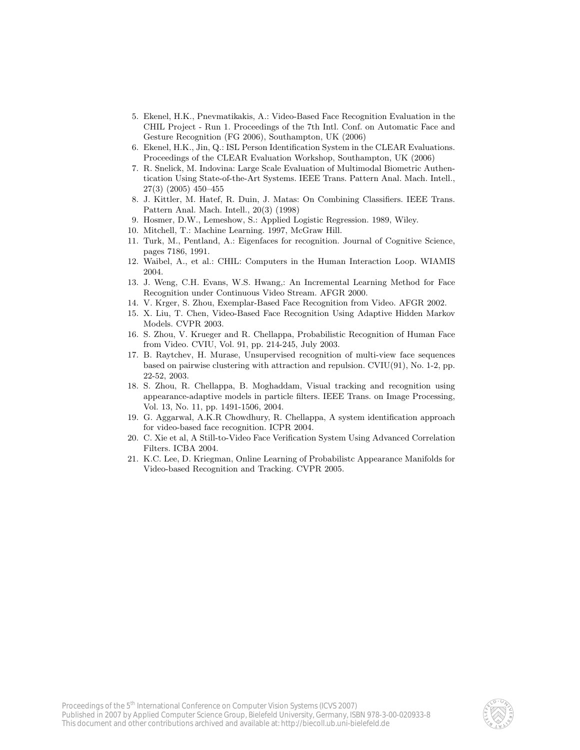5. Ekenel, H.K., Pnevmatikakis, A.: Video-Based Face Recognition Evaluation in the CHIL Project - Run 1. Proceedings of the 7th Intl. Conf. on Automatic Face and Gesture Recognition (FG 2006), Southampton, UK (2006)
6. Ekenel, H.K., Jin, Q.: ISL Person Identification System in the CLEAR Evaluations. Proceedings of the CLEAR Evaluation Workshop, Southampton, UK (2006)
7. R. Snelick, M. Indovina: Large Scale Evaluation of Multimodal Biometric Authentication Using State-of-the-Art Systems. IEEE Trans. Pattern Anal. Mach. Intell., 27(3) (2005) 450–455
8. J. Kittler, M. Hatef, R. Duin, J. Matas: On Combining Classifiers. IEEE Trans. Pattern Anal. Mach. Intell., 20(3) (1998)
9. Hosmer, D.W., Lemeshow, S.: Applied Logistic Regression. 1989, Wiley.
10. Mitchell, T.: Machine Learning. 1997, McGraw Hill.
11. Turk, M., Pentland, A.: Eigenfaces for recognition. Journal of Cognitive Science, pages 7186, 1991.
12. Waibel, A., et al.: CHIL: Computers in the Human Interaction Loop. WIAMIS 2004.
13. J. Weng, C.H. Evans, W.S. Hwang,: An Incremental Learning Method for Face Recognition under Continuous Video Stream. AFGR 2000.
14. V. Krger, S. Zhou, Exemplar-Based Face Recognition from Video. AFGR 2002.
15. X. Liu, T. Chen, Video-Based Face Recognition Using Adaptive Hidden Markov Models. CVPR 2003.
16. S. Zhou, V. Krueger and R. Chellappa, Probabilistic Recognition of Human Face from Video. CVIU, Vol. 91, pp. 214-245, July 2003.
17. B. Raytchev, H. Murase, Unsupervised recognition of multi-view face sequences based on pairwise clustering with attraction and repulsion. CVIU(91), No. 1-2, pp. 22-52, 2003.
18. S. Zhou, R. Chellappa, B. Moghaddam, Visual tracking and recognition using appearance-adaptive models in particle filters. IEEE Trans. on Image Processing, Vol. 13, No. 11, pp. 1491-1506, 2004.
19. G. Aggarwal, A.K.R Chowdhury, R. Chellappa, A system identification approach for video-based face recognition. ICPR 2004.
20. C. Xie et al, A Still-to-Video Face Verification System Using Advanced Correlation Filters. ICBA 2004.
21. K.C. Lee, D. Kriegman, Online Learning of Probabilistc Appearance Manifolds for Video-based Recognition and Tracking. CVPR 2005.